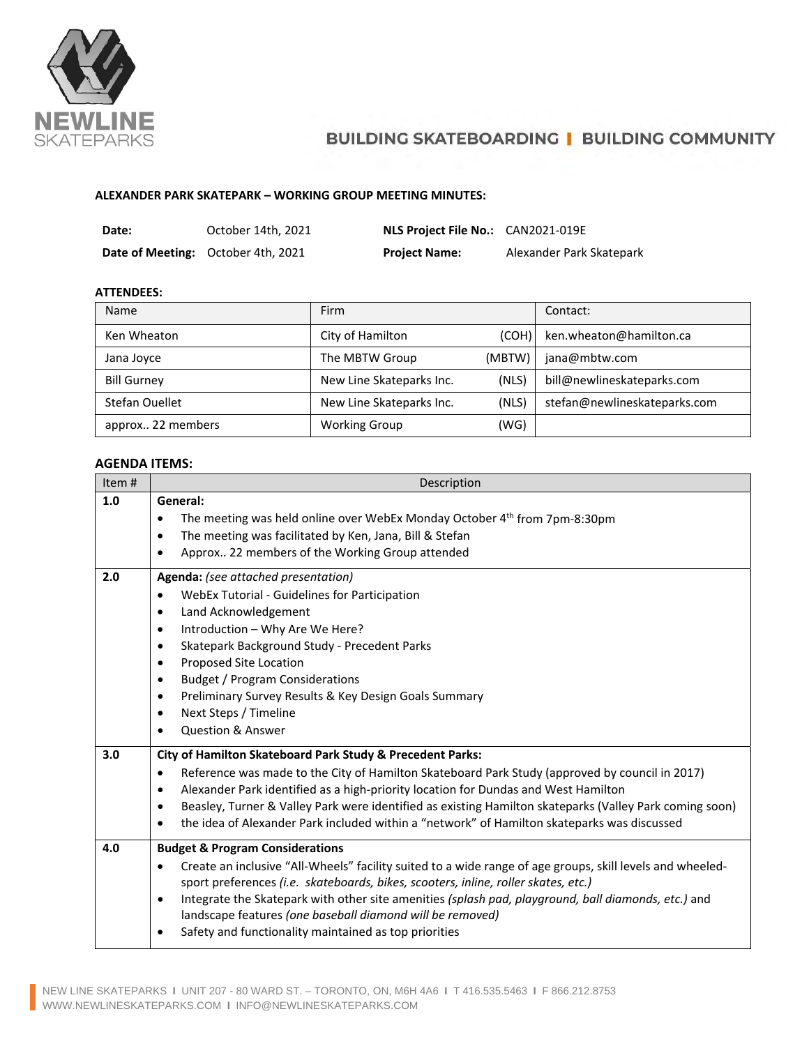NEWLINE SKATEPARKS

BUILDING SKATEBOARDING | BUILDING COMMUNITY

**ALEXANDER PARK SKATEPARK – WORKING GROUP MEETING MINUTES:**

| | | | |
|---|---|---|---|
| **Date:** | October 14th, 2021 | **NLS Project File No.:** | CAN2021-019E |
| **Date of Meeting:** | October 4th, 2021 | **Project Name:** | Alexander Park Skatepark |

**ATTENDEES:**

| Name | Firm | Contact: |
|---|---|---|
| Ken Wheaton | City of Hamilton (COH) | ken.wheaton@hamilton.ca |
| Jana Joyce | The MBTW Group (MBTW) | jana@mbtw.com |
| Bill Gurney | New Line Skateparks Inc. (NLS) | bill@newlineskateparks.com |
| Stefan Ouellet | New Line Skateparks Inc. (NLS) | stefan@newlineskateparks.com |
| approx.. 22 members | Working Group (WG) | |

**AGENDA ITEMS:**

| Item # | Description |
|---|---|
| **1.0** | **General:**<br>• The meeting was held online over WebEx Monday October 4th from 7pm-8:30pm<br>• The meeting was facilitated by Ken, Jana, Bill & Stefan<br>• Approx.. 22 members of the Working Group attended |
| **2.0** | **Agenda:** *(see attached presentation)*<br>• WebEx Tutorial - Guidelines for Participation<br>• Land Acknowledgement<br>• Introduction – Why Are We Here?<br>• Skatepark Background Study - Precedent Parks<br>• Proposed Site Location<br>• Budget / Program Considerations<br>• Preliminary Survey Results & Key Design Goals Summary<br>• Next Steps / Timeline<br>• Question & Answer |
| **3.0** | **City of Hamilton Skateboard Park Study & Precedent Parks:**<br>• Reference was made to the City of Hamilton Skateboard Park Study (approved by council in 2017)<br>• Alexander Park identified as a high-priority location for Dundas and West Hamilton<br>• Beasley, Turner & Valley Park were identified as existing Hamilton skateparks (Valley Park coming soon)<br>• the idea of Alexander Park included within a "network" of Hamilton skateparks was discussed |
| **4.0** | **Budget & Program Considerations**<br>• Create an inclusive "All-Wheels" facility suited to a wide range of age groups, skill levels and wheeled-sport preferences *(i.e. skateboards, bikes, scooters, inline, roller skates, etc.)*<br>• Integrate the Skatepark with other site amenities *(splash pad, playground, ball diamonds, etc.)* and landscape features *(one baseball diamond will be removed)*<br>• Safety and functionality maintained as top priorities |

NEW LINE SKATEPARKS I UNIT 207 - 80 WARD ST. – TORONTO, ON, M6H 4A6 I T 416.535.5463 I F 866.212.8753
WWW.NEWLINESKATEPARKS.COM I INFO@NEWLINESKATEPARKS.COM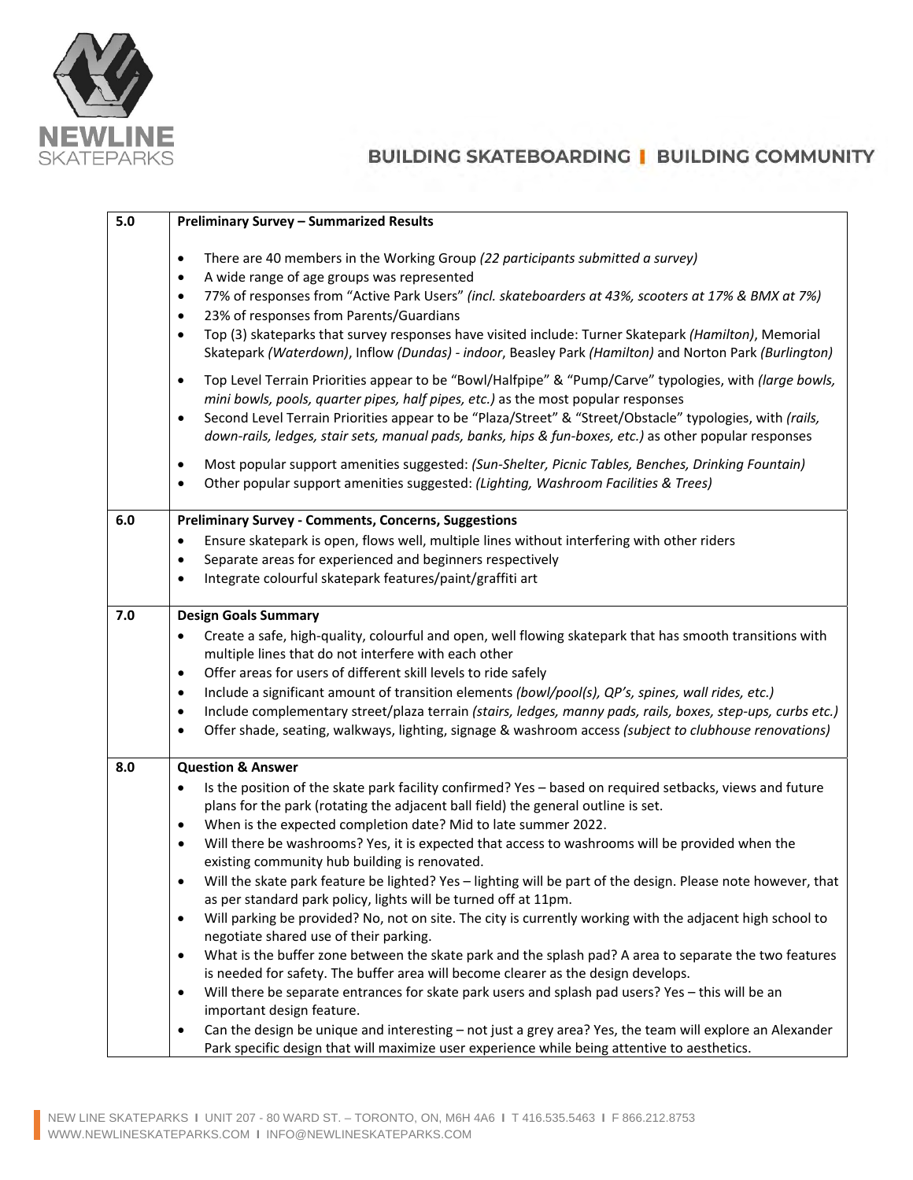| | |
|---|---|
| 5.0 | **Preliminary Survey – Summarized Results**<br><br>• There are 40 members in the Working Group *(22 participants submitted a survey)*<br>• A wide range of age groups was represented<br>• 77% of responses from "Active Park Users" *(incl. skateboarders at 43%, scooters at 17% & BMX at 7%)*<br>• 23% of responses from Parents/Guardians<br>• Top (3) skateparks that survey responses have visited include: Turner Skatepark *(Hamilton)*, Memorial Skatepark *(Waterdown)*, Inflow *(Dundas) - indoor*, Beasley Park *(Hamilton)* and Norton Park *(Burlington)*<br><br>• Top Level Terrain Priorities appear to be "Bowl/Halfpipe" & "Pump/Carve" typologies, with *(large bowls, mini bowls, pools, quarter pipes, half pipes, etc.)* as the most popular responses<br>• Second Level Terrain Priorities appear to be "Plaza/Street" & "Street/Obstacle" typologies, with *(rails, down-rails, ledges, stair sets, manual pads, banks, hips & fun-boxes, etc.)* as other popular responses<br><br>• Most popular support amenities suggested: *(Sun-Shelter, Picnic Tables, Benches, Drinking Fountain)*<br>• Other popular support amenities suggested: *(Lighting, Washroom Facilities & Trees)* |
| 6.0 | **Preliminary Survey - Comments, Concerns, Suggestions**<br>• Ensure skatepark is open, flows well, multiple lines without interfering with other riders<br>• Separate areas for experienced and beginners respectively<br>• Integrate colourful skatepark features/paint/graffiti art |
| 7.0 | **Design Goals Summary**<br>• Create a safe, high-quality, colourful and open, well flowing skatepark that has smooth transitions with multiple lines that do not interfere with each other<br>• Offer areas for users of different skill levels to ride safely<br>• Include a significant amount of transition elements *(bowl/pool(s), QP's, spines, wall rides, etc.)*<br>• Include complementary street/plaza terrain *(stairs, ledges, manny pads, rails, boxes, step-ups, curbs etc.)*<br>• Offer shade, seating, walkways, lighting, signage & washroom access *(subject to clubhouse renovations)* |
| 8.0 | **Question & Answer**<br>• Is the position of the skate park facility confirmed? Yes – based on required setbacks, views and future plans for the park (rotating the adjacent ball field) the general outline is set.<br>• When is the expected completion date? Mid to late summer 2022.<br>• Will there be washrooms? Yes, it is expected that access to washrooms will be provided when the existing community hub building is renovated.<br>• Will the skate park feature be lighted? Yes – lighting will be part of the design. Please note however, that as per standard park policy, lights will be turned off at 11pm.<br>• Will parking be provided? No, not on site. The city is currently working with the adjacent high school to negotiate shared use of their parking.<br>• What is the buffer zone between the skate park and the splash pad? A area to separate the two features is needed for safety. The buffer area will become clearer as the design develops.<br>• Will there be separate entrances for skate park users and splash pad users? Yes – this will be an important design feature.<br>• Can the design be unique and interesting – not just a grey area? Yes, the team will explore an Alexander Park specific design that will maximize user experience while being attentive to aesthetics. |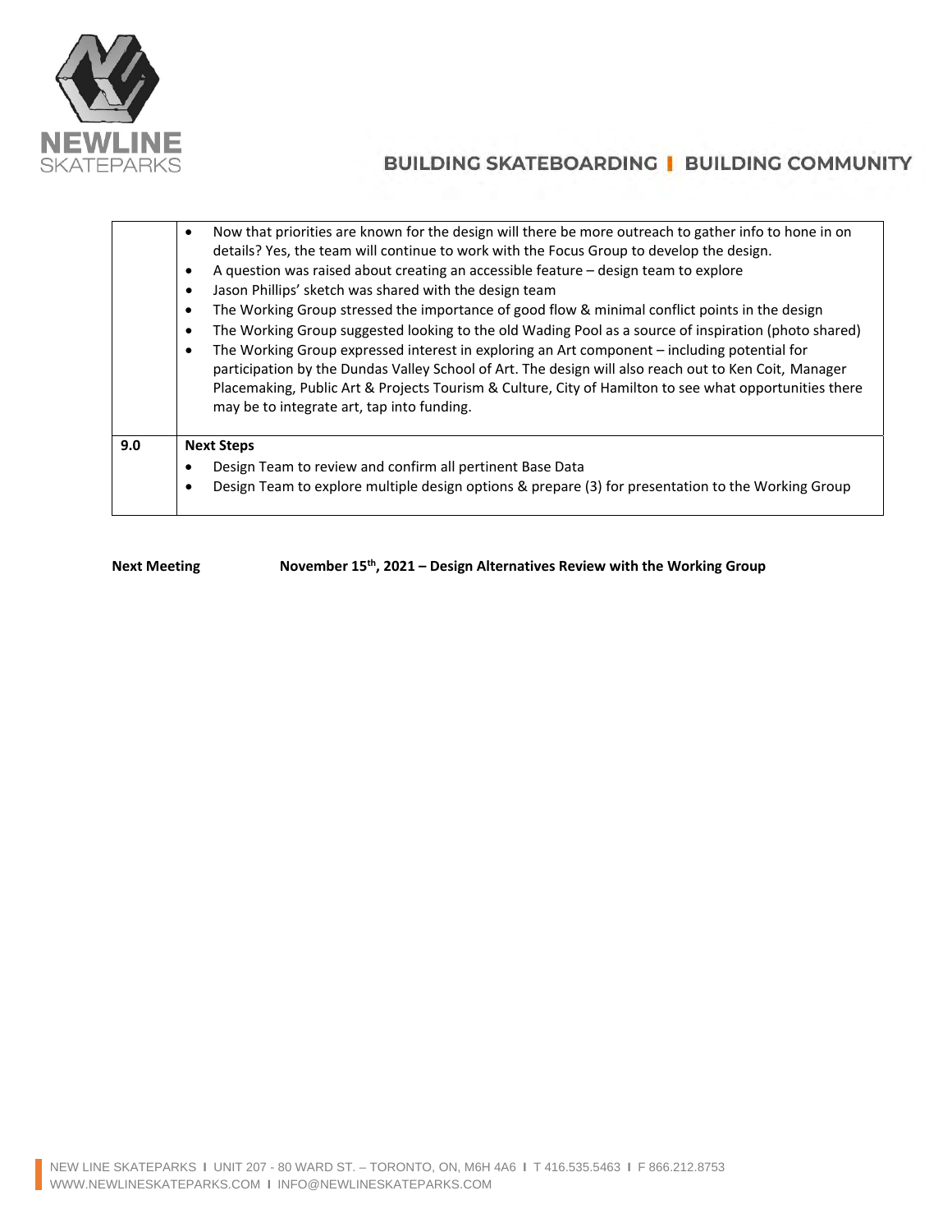| | |
|---|---|
| | • Now that priorities are known for the design will there be more outreach to gather info to hone in on details? Yes, the team will continue to work with the Focus Group to develop the design.<br>• A question was raised about creating an accessible feature – design team to explore<br>• Jason Phillips' sketch was shared with the design team<br>• The Working Group stressed the importance of good flow & minimal conflict points in the design<br>• The Working Group suggested looking to the old Wading Pool as a source of inspiration (photo shared)<br>• The Working Group expressed interest in exploring an Art component – including potential for participation by the Dundas Valley School of Art. The design will also reach out to Ken Coit, Manager Placemaking, Public Art & Projects Tourism & Culture, City of Hamilton to see what opportunities there may be to integrate art, tap into funding. |
| **9.0** | **Next Steps**<br>• Design Team to review and confirm all pertinent Base Data<br>• Design Team to explore multiple design options & prepare (3) for presentation to the Working Group |

**Next Meeting** **November 15th, 2021 – Design Alternatives Review with the Working Group**